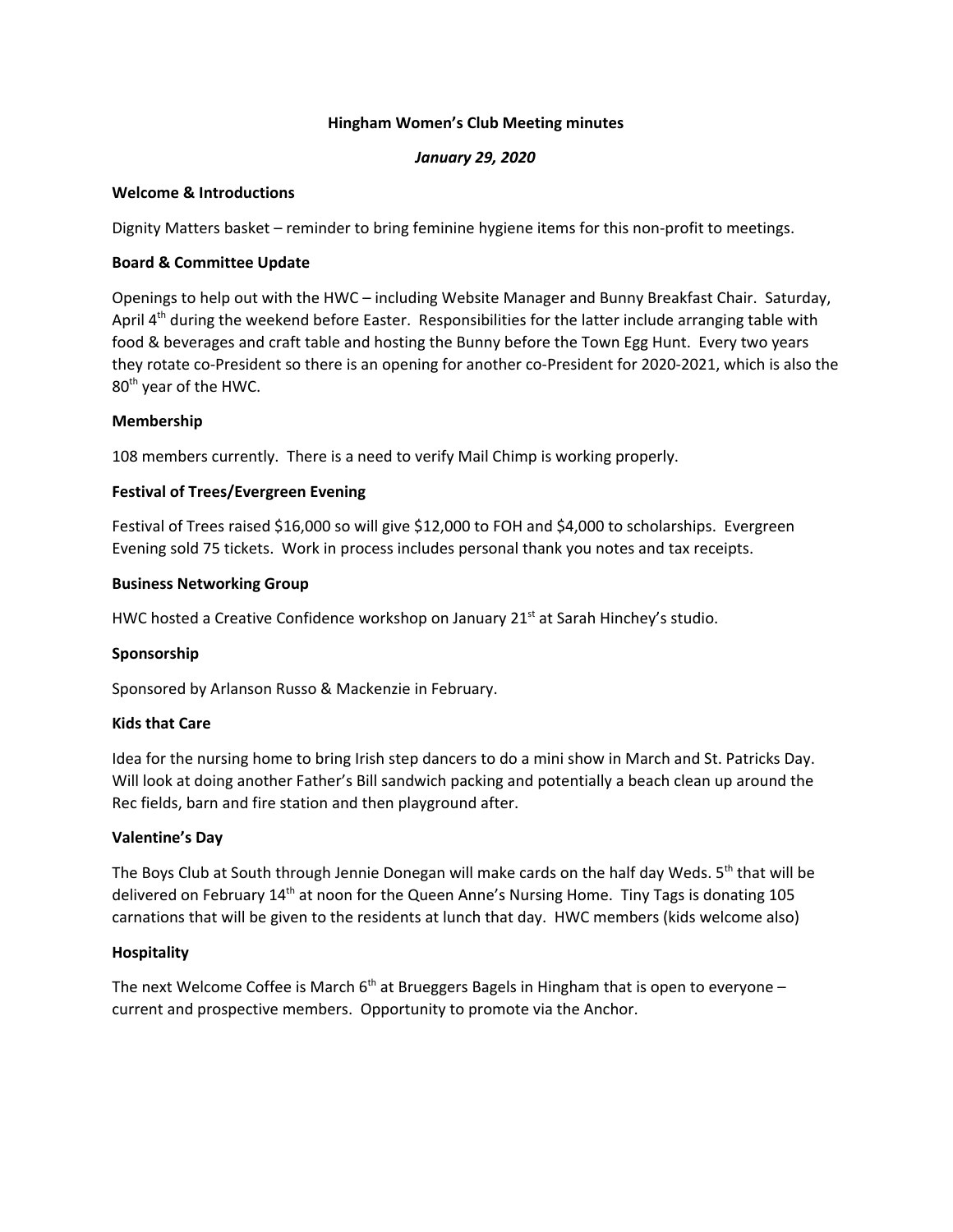# Hingham Women's Club Meeting minutes

***January 29, 2020***

## Welcome & Introductions

Dignity Matters basket – reminder to bring feminine hygiene items for this non-profit to meetings.

## Board & Committee Update

Openings to help out with the HWC – including Website Manager and Bunny Breakfast Chair. Saturday, April 4th during the weekend before Easter. Responsibilities for the latter include arranging table with food & beverages and craft table and hosting the Bunny before the Town Egg Hunt. Every two years they rotate co-President so there is an opening for another co-President for 2020-2021, which is also the 80th year of the HWC.

## Membership

108 members currently. There is a need to verify Mail Chimp is working properly.

## Festival of Trees/Evergreen Evening

Festival of Trees raised $16,000 so will give $12,000 to FOH and $4,000 to scholarships. Evergreen Evening sold 75 tickets. Work in process includes personal thank you notes and tax receipts.

## Business Networking Group

HWC hosted a Creative Confidence workshop on January 21st at Sarah Hinchey's studio.

## Sponsorship

Sponsored by Arlanson Russo & Mackenzie in February.

## Kids that Care

Idea for the nursing home to bring Irish step dancers to do a mini show in March and St. Patricks Day. Will look at doing another Father's Bill sandwich packing and potentially a beach clean up around the Rec fields, barn and fire station and then playground after.

## Valentine's Day

The Boys Club at South through Jennie Donegan will make cards on the half day Weds. 5th that will be delivered on February 14th at noon for the Queen Anne's Nursing Home. Tiny Tags is donating 105 carnations that will be given to the residents at lunch that day. HWC members (kids welcome also)

## Hospitality

The next Welcome Coffee is March 6th at Brueggers Bagels in Hingham that is open to everyone – current and prospective members. Opportunity to promote via the Anchor.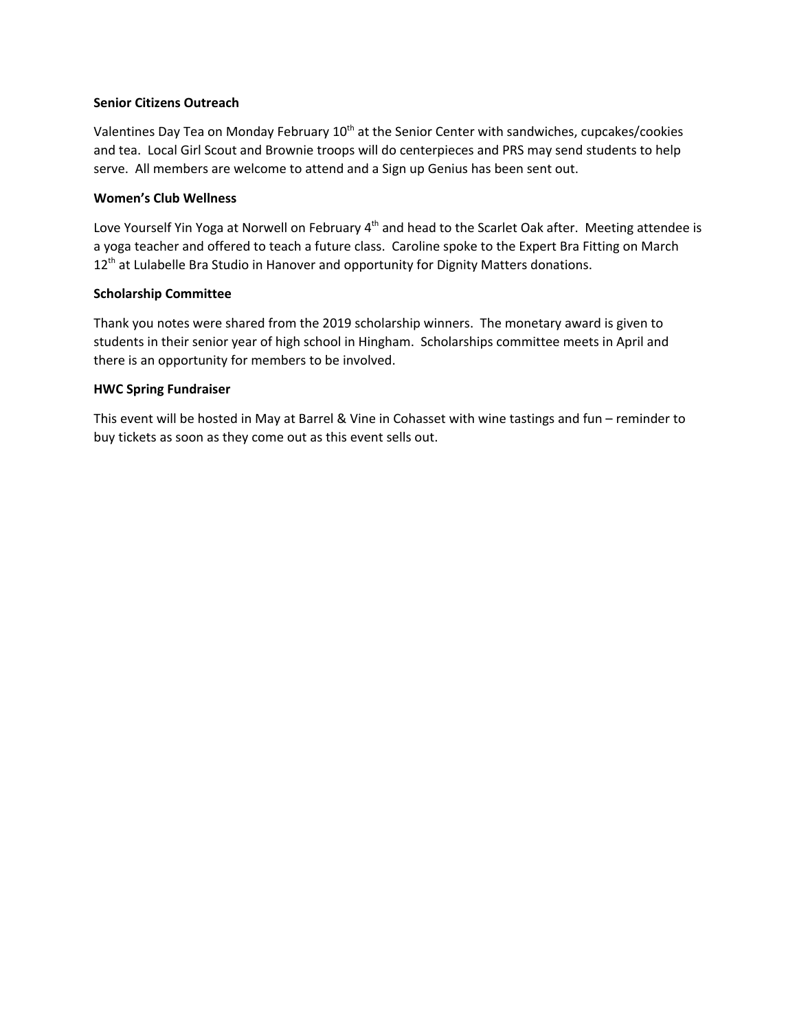**Senior Citizens Outreach**

Valentines Day Tea on Monday February 10th at the Senior Center with sandwiches, cupcakes/cookies and tea. Local Girl Scout and Brownie troops will do centerpieces and PRS may send students to help serve. All members are welcome to attend and a Sign up Genius has been sent out.

**Women's Club Wellness**

Love Yourself Yin Yoga at Norwell on February 4th and head to the Scarlet Oak after. Meeting attendee is a yoga teacher and offered to teach a future class. Caroline spoke to the Expert Bra Fitting on March 12th at Lulabelle Bra Studio in Hanover and opportunity for Dignity Matters donations.

**Scholarship Committee**

Thank you notes were shared from the 2019 scholarship winners. The monetary award is given to students in their senior year of high school in Hingham. Scholarships committee meets in April and there is an opportunity for members to be involved.

**HWC Spring Fundraiser**

This event will be hosted in May at Barrel & Vine in Cohasset with wine tastings and fun – reminder to buy tickets as soon as they come out as this event sells out.